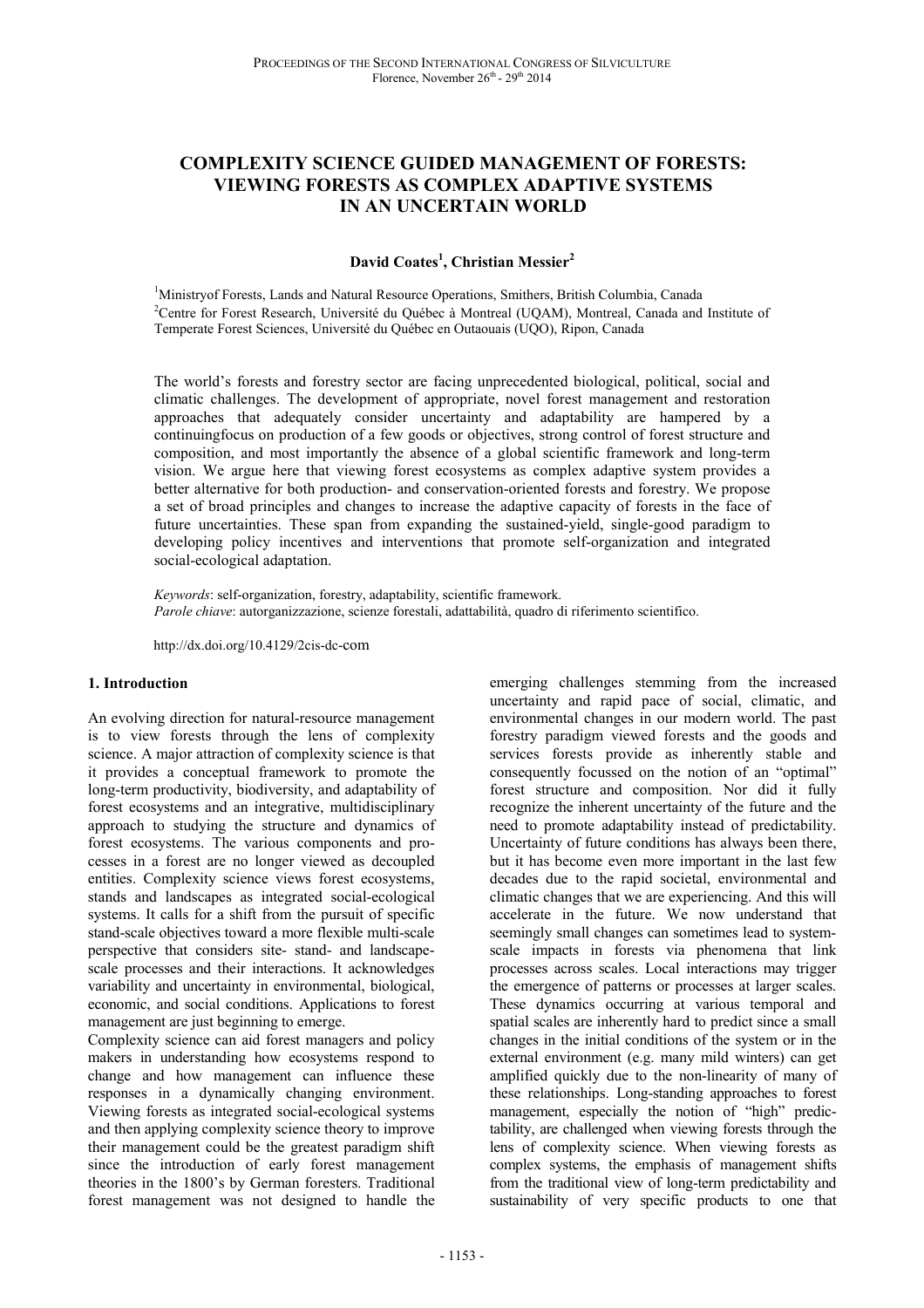# COMPLEXITY SCIENCE GUIDED MANAGEMENT OF FORESTS: VIEWING FORESTS AS COMPLEX ADAPTIVE SYSTEMS IN AN UNCERTAIN WORLD

**David Coates[1], Christian Messier[2]**

[1]Ministryof Forests, Lands and Natural Resource Operations, Smithers, British Columbia, Canada
[2]Centre for Forest Research, Université du Québec à Montreal (UQAM), Montreal, Canada and Institute of Temperate Forest Sciences, Université du Québec en Outaouais (UQO), Ripon, Canada

The world's forests and forestry sector are facing unprecedented biological, political, social and climatic challenges. The development of appropriate, novel forest management and restoration approaches that adequately consider uncertainty and adaptability are hampered by a continuingfocus on production of a few goods or objectives, strong control of forest structure and composition, and most importantly the absence of a global scientific framework and long-term vision. We argue here that viewing forest ecosystems as complex adaptive system provides a better alternative for both production- and conservation-oriented forests and forestry. We propose a set of broad principles and changes to increase the adaptive capacity of forests in the face of future uncertainties. These span from expanding the sustained-yield, single-good paradigm to developing policy incentives and interventions that promote self-organization and integrated social-ecological adaptation.

*Keywords*: self-organization, forestry, adaptability, scientific framework.
*Parole chiave*: autorganizzazione, scienze forestali, adattabilità, quadro di riferimento scientifico.

http://dx.doi.org/10.4129/2cis-dc-com

## 1. Introduction

An evolving direction for natural-resource management is to view forests through the lens of complexity science. A major attraction of complexity science is that it provides a conceptual framework to promote the long-term productivity, biodiversity, and adaptability of forest ecosystems and an integrative, multidisciplinary approach to studying the structure and dynamics of forest ecosystems. The various components and processes in a forest are no longer viewed as decoupled entities. Complexity science views forest ecosystems, stands and landscapes as integrated social-ecological systems. It calls for a shift from the pursuit of specific stand-scale objectives toward a more flexible multi-scale perspective that considers site- stand- and landscape-scale processes and their interactions. It acknowledges variability and uncertainty in environmental, biological, economic, and social conditions. Applications to forest management are just beginning to emerge.

Complexity science can aid forest managers and policy makers in understanding how ecosystems respond to change and how management can influence these responses in a dynamically changing environment. Viewing forests as integrated social-ecological systems and then applying complexity science theory to improve their management could be the greatest paradigm shift since the introduction of early forest management theories in the 1800's by German foresters. Traditional forest management was not designed to handle the emerging challenges stemming from the increased uncertainty and rapid pace of social, climatic, and environmental changes in our modern world. The past forestry paradigm viewed forests and the goods and services forests provide as inherently stable and consequently focussed on the notion of an "optimal" forest structure and composition. Nor did it fully recognize the inherent uncertainty of the future and the need to promote adaptability instead of predictability. Uncertainty of future conditions has always been there, but it has become even more important in the last few decades due to the rapid societal, environmental and climatic changes that we are experiencing. And this will accelerate in the future. We now understand that seemingly small changes can sometimes lead to system-scale impacts in forests via phenomena that link processes across scales. Local interactions may trigger the emergence of patterns or processes at larger scales. These dynamics occurring at various temporal and spatial scales are inherently hard to predict since a small changes in the initial conditions of the system or in the external environment (e.g. many mild winters) can get amplified quickly due to the non-linearity of many of these relationships. Long-standing approaches to forest management, especially the notion of "high" predictability, are challenged when viewing forests through the lens of complexity science. When viewing forests as complex systems, the emphasis of management shifts from the traditional view of long-term predictability and sustainability of very specific products to one that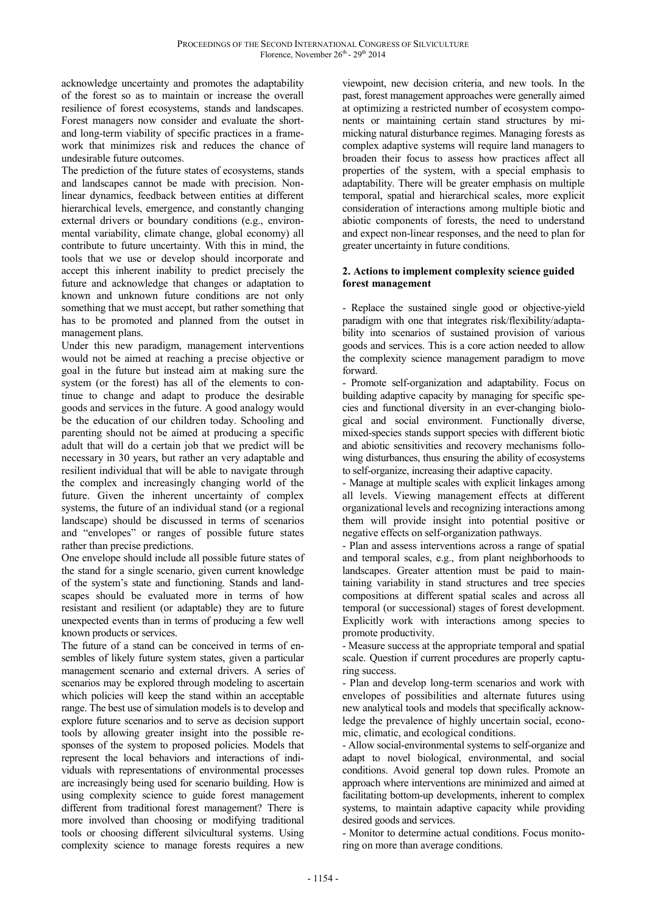acknowledge uncertainty and promotes the adaptability of the forest so as to maintain or increase the overall resilience of forest ecosystems, stands and landscapes. Forest managers now consider and evaluate the short- and long-term viability of specific practices in a framework that minimizes risk and reduces the chance of undesirable future outcomes.

The prediction of the future states of ecosystems, stands and landscapes cannot be made with precision. Non-linear dynamics, feedback between entities at different hierarchical levels, emergence, and constantly changing external drivers or boundary conditions (e.g., environmental variability, climate change, global economy) all contribute to future uncertainty. With this in mind, the tools that we use or develop should incorporate and accept this inherent inability to predict precisely the future and acknowledge that changes or adaptation to known and unknown future conditions are not only something that we must accept, but rather something that has to be promoted and planned from the outset in management plans.

Under this new paradigm, management interventions would not be aimed at reaching a precise objective or goal in the future but instead aim at making sure the system (or the forest) has all of the elements to continue to change and adapt to produce the desirable goods and services in the future. A good analogy would be the education of our children today. Schooling and parenting should not be aimed at producing a specific adult that will do a certain job that we predict will be necessary in 30 years, but rather an very adaptable and resilient individual that will be able to navigate through the complex and increasingly changing world of the future. Given the inherent uncertainty of complex systems, the future of an individual stand (or a regional landscape) should be discussed in terms of scenarios and "envelopes" or ranges of possible future states rather than precise predictions.

One envelope should include all possible future states of the stand for a single scenario, given current knowledge of the system's state and functioning. Stands and landscapes should be evaluated more in terms of how resistant and resilient (or adaptable) they are to future unexpected events than in terms of producing a few well known products or services.

The future of a stand can be conceived in terms of ensembles of likely future system states, given a particular management scenario and external drivers. A series of scenarios may be explored through modeling to ascertain which policies will keep the stand within an acceptable range. The best use of simulation models is to develop and explore future scenarios and to serve as decision support tools by allowing greater insight into the possible responses of the system to proposed policies. Models that represent the local behaviors and interactions of individuals with representations of environmental processes are increasingly being used for scenario building. How is using complexity science to guide forest management different from traditional forest management? There is more involved than choosing or modifying traditional tools or choosing different silvicultural systems. Using complexity science to manage forests requires a new viewpoint, new decision criteria, and new tools. In the past, forest management approaches were generally aimed at optimizing a restricted number of ecosystem components or maintaining certain stand structures by mimicking natural disturbance regimes. Managing forests as complex adaptive systems will require land managers to broaden their focus to assess how practices affect all properties of the system, with a special emphasis to adaptability. There will be greater emphasis on multiple temporal, spatial and hierarchical scales, more explicit consideration of interactions among multiple biotic and abiotic components of forests, the need to understand and expect non-linear responses, and the need to plan for greater uncertainty in future conditions.

## 2. Actions to implement complexity science guided forest management

- Replace the sustained single good or objective-yield paradigm with one that integrates risk/flexibility/adaptability into scenarios of sustained provision of various goods and services. This is a core action needed to allow the complexity science management paradigm to move forward.
- Promote self-organization and adaptability. Focus on building adaptive capacity by managing for specific species and functional diversity in an ever-changing biological and social environment. Functionally diverse, mixed-species stands support species with different biotic and abiotic sensitivities and recovery mechanisms following disturbances, thus ensuring the ability of ecosystems to self-organize, increasing their adaptive capacity.
- Manage at multiple scales with explicit linkages among all levels. Viewing management effects at different organizational levels and recognizing interactions among them will provide insight into potential positive or negative effects on self-organization pathways.
- Plan and assess interventions across a range of spatial and temporal scales, e.g., from plant neighborhoods to landscapes. Greater attention must be paid to maintaining variability in stand structures and tree species compositions at different spatial scales and across all temporal (or successional) stages of forest development. Explicitly work with interactions among species to promote productivity.
- Measure success at the appropriate temporal and spatial scale. Question if current procedures are properly capturing success.
- Plan and develop long-term scenarios and work with envelopes of possibilities and alternate futures using new analytical tools and models that specifically acknowledge the prevalence of highly uncertain social, economic, climatic, and ecological conditions.
- Allow social-environmental systems to self-organize and adapt to novel biological, environmental, and social conditions. Avoid general top down rules. Promote an approach where interventions are minimized and aimed at facilitating bottom-up developments, inherent to complex systems, to maintain adaptive capacity while providing desired goods and services.
- Monitor to determine actual conditions. Focus monitoring on more than average conditions.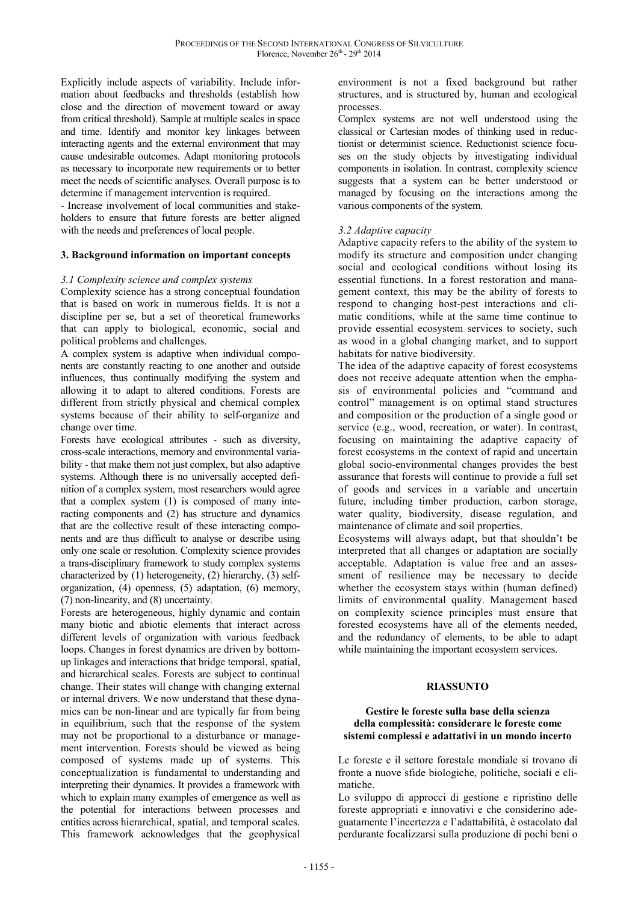Explicitly include aspects of variability. Include information about feedbacks and thresholds (establish how close and the direction of movement toward or away from critical threshold). Sample at multiple scales in space and time. Identify and monitor key linkages between interacting agents and the external environment that may cause undesirable outcomes. Adapt monitoring protocols as necessary to incorporate new requirements or to better meet the needs of scientific analyses. Overall purpose is to determine if management intervention is required.

- Increase involvement of local communities and stakeholders to ensure that future forests are better aligned with the needs and preferences of local people.

## 3. Background information on important concepts

### *3.1 Complexity science and complex systems*

Complexity science has a strong conceptual foundation that is based on work in numerous fields. It is not a discipline per se, but a set of theoretical frameworks that can apply to biological, economic, social and political problems and challenges.

A complex system is adaptive when individual components are constantly reacting to one another and outside influences, thus continually modifying the system and allowing it to adapt to altered conditions. Forests are different from strictly physical and chemical complex systems because of their ability to self-organize and change over time.

Forests have ecological attributes - such as diversity, cross-scale interactions, memory and environmental variability - that make them not just complex, but also adaptive systems. Although there is no universally accepted definition of a complex system, most researchers would agree that a complex system (1) is composed of many interacting components and (2) has structure and dynamics that are the collective result of these interacting components and are thus difficult to analyse or describe using only one scale or resolution. Complexity science provides a trans-disciplinary framework to study complex systems characterized by (1) heterogeneity, (2) hierarchy, (3) self-organization, (4) openness, (5) adaptation, (6) memory, (7) non-linearity, and (8) uncertainty.

Forests are heterogeneous, highly dynamic and contain many biotic and abiotic elements that interact across different levels of organization with various feedback loops. Changes in forest dynamics are driven by bottom-up linkages and interactions that bridge temporal, spatial, and hierarchical scales. Forests are subject to continual change. Their states will change with changing external or internal drivers. We now understand that these dynamics can be non-linear and are typically far from being in equilibrium, such that the response of the system may not be proportional to a disturbance or management intervention. Forests should be viewed as being composed of systems made up of systems. This conceptualization is fundamental to understanding and interpreting their dynamics. It provides a framework with which to explain many examples of emergence as well as the potential for interactions between processes and entities across hierarchical, spatial, and temporal scales. This framework acknowledges that the geophysical environment is not a fixed background but rather structures, and is structured by, human and ecological processes.

Complex systems are not well understood using the classical or Cartesian modes of thinking used in reductionist or determinist science. Reductionist science focuses on the study objects by investigating individual components in isolation. In contrast, complexity science suggests that a system can be better understood or managed by focusing on the interactions among the various components of the system.

### *3.2 Adaptive capacity*

Adaptive capacity refers to the ability of the system to modify its structure and composition under changing social and ecological conditions without losing its essential functions. In a forest restoration and management context, this may be the ability of forests to respond to changing host-pest interactions and climatic conditions, while at the same time continue to provide essential ecosystem services to society, such as wood in a global changing market, and to support habitats for native biodiversity.

The idea of the adaptive capacity of forest ecosystems does not receive adequate attention when the emphasis of environmental policies and "command and control" management is on optimal stand structures and composition or the production of a single good or service (e.g., wood, recreation, or water). In contrast, focusing on maintaining the adaptive capacity of forest ecosystems in the context of rapid and uncertain global socio-environmental changes provides the best assurance that forests will continue to provide a full set of goods and services in a variable and uncertain future, including timber production, carbon storage, water quality, biodiversity, disease regulation, and maintenance of climate and soil properties.

Ecosystems will always adapt, but that shouldn't be interpreted that all changes or adaptation are socially acceptable. Adaptation is value free and an assessment of resilience may be necessary to decide whether the ecosystem stays within (human defined) limits of environmental quality. Management based on complexity science principles must ensure that forested ecosystems have all of the elements needed, and the redundancy of elements, to be able to adapt while maintaining the important ecosystem services.

## RIASSUNTO

### Gestire le foreste sulla base della scienza della complessità: considerare le foreste come sistemi complessi e adattativi in un mondo incerto

Le foreste e il settore forestale mondiale si trovano di fronte a nuove sfide biologiche, politiche, sociali e climatiche.

Lo sviluppo di approcci di gestione e ripristino delle foreste appropriati e innovativi e che considerino adeguatamente l'incertezza e l'adattabilità, è ostacolato dal perdurante focalizzarsi sulla produzione di pochi beni o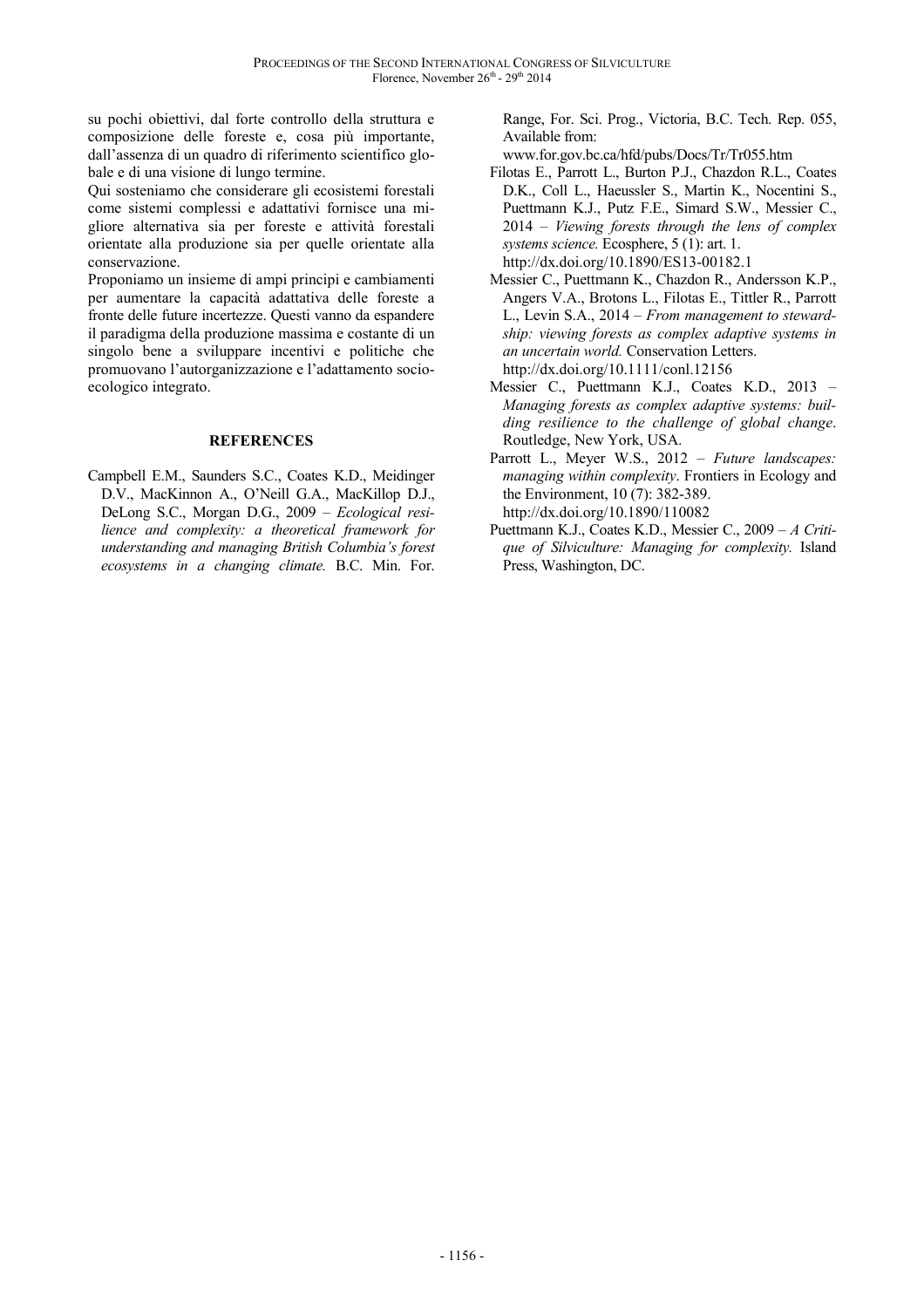su pochi obiettivi, dal forte controllo della struttura e composizione delle foreste e, cosa più importante, dall'assenza di un quadro di riferimento scientifico globale e di una visione di lungo termine.

Qui sosteniamo che considerare gli ecosistemi forestali come sistemi complessi e adattativi fornisce una migliore alternativa sia per foreste e attività forestali orientate alla produzione sia per quelle orientate alla conservazione.

Proponiamo un insieme di ampi principi e cambiamenti per aumentare la capacità adattativa delle foreste a fronte delle future incertezze. Questi vanno da espandere il paradigma della produzione massima e costante di un singolo bene a sviluppare incentivi e politiche che promuovano l'autorganizzazione e l'adattamento socio-ecologico integrato.

## REFERENCES

Campbell E.M., Saunders S.C., Coates K.D., Meidinger D.V., MacKinnon A., O'Neill G.A., MacKillop D.J., DeLong S.C., Morgan D.G., 2009 – *Ecological resilience and complexity: a theoretical framework for understanding and managing British Columbia's forest ecosystems in a changing climate.* B.C. Min. For. Range, For. Sci. Prog., Victoria, B.C. Tech. Rep. 055, Available from: www.for.gov.bc.ca/hfd/pubs/Docs/Tr/Tr055.htm

Filotas E., Parrott L., Burton P.J., Chazdon R.L., Coates D.K., Coll L., Haeussler S., Martin K., Nocentini S., Puettmann K.J., Putz F.E., Simard S.W., Messier C., 2014 – *Viewing forests through the lens of complex systems science.* Ecosphere, 5 (1): art. 1. http://dx.doi.org/10.1890/ES13-00182.1

Messier C., Puettmann K., Chazdon R., Andersson K.P., Angers V.A., Brotons L., Filotas E., Tittler R., Parrott L., Levin S.A., 2014 – *From management to stewardship: viewing forests as complex adaptive systems in an uncertain world.* Conservation Letters. http://dx.doi.org/10.1111/conl.12156

Messier C., Puettmann K.J., Coates K.D., 2013 – *Managing forests as complex adaptive systems: building resilience to the challenge of global change*. Routledge, New York, USA.

Parrott L., Meyer W.S., 2012 – *Future landscapes: managing within complexity*. Frontiers in Ecology and the Environment, 10 (7): 382-389. http://dx.doi.org/10.1890/110082

Puettmann K.J., Coates K.D., Messier C., 2009 – *A Critique of Silviculture: Managing for complexity.* Island Press, Washington, DC.